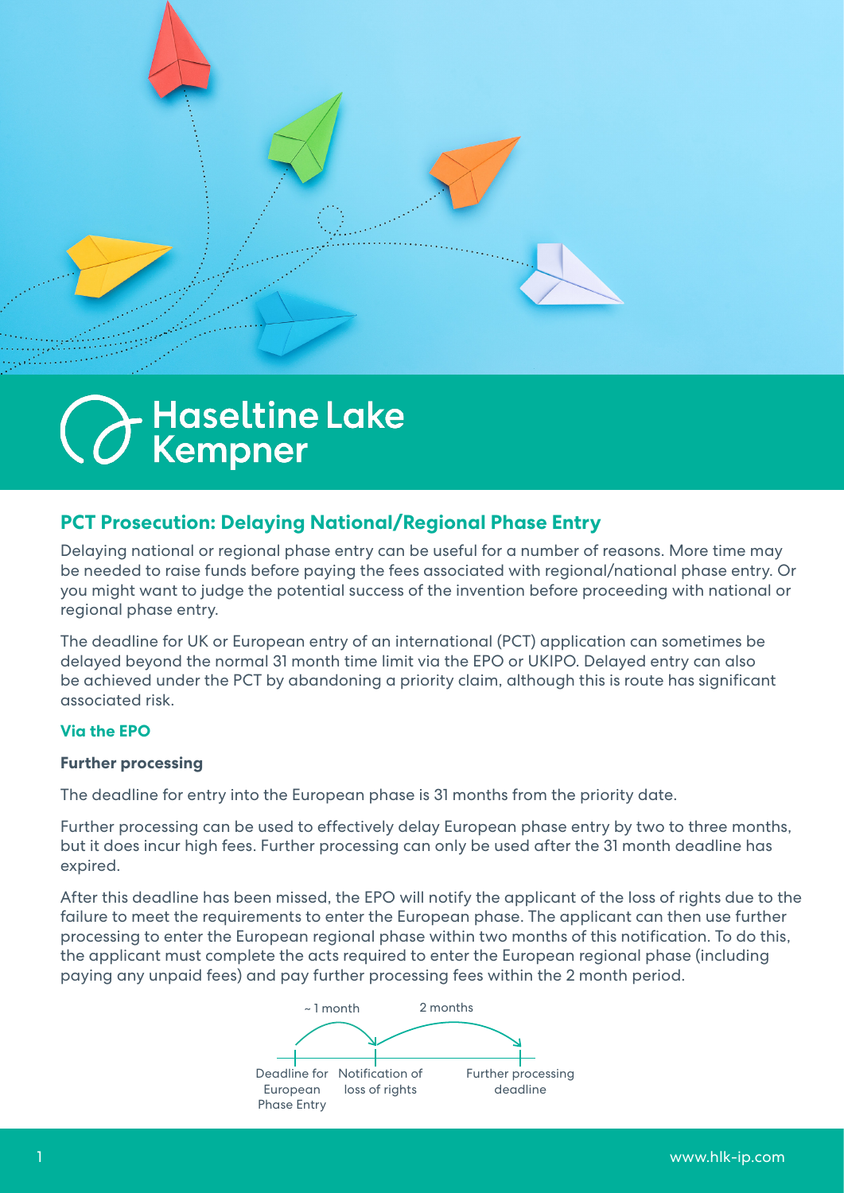# Haseltine Lake Kempner

## PCT Prosecution: Delaying National/Regional Phase Entry

Delaying national or regional phase entry can be useful for a number of reasons. More time may be needed to raise funds before paying the fees associated with regional/national phase entry. Or you might want to judge the potential success of the invention before proceeding with national or regional phase entry.

The deadline for UK or European entry of an international (PCT) application can sometimes be delayed beyond the normal 31 month time limit via the EPO or UKIPO. Delayed entry can also be achieved under the PCT by abandoning a priority claim, although this is route has significant associated risk.

### Via the EPO

#### Further processing

The deadline for entry into the European phase is 31 months from the priority date.

Further processing can be used to effectively delay European phase entry by two to three months, but it does incur high fees. Further processing can only be used after the 31 month deadline has expired.

After this deadline has been missed, the EPO will notify the applicant of the loss of rights due to the failure to meet the requirements to enter the European phase. The applicant can then use further processing to enter the European regional phase within two months of this notification. To do this, the applicant must complete the acts required to enter the European regional phase (including paying any unpaid fees) and pay further processing fees within the 2 month period.

~ 1 month — 2 months

Deadline for European Phase Entry → Notification of loss of rights → Further processing deadline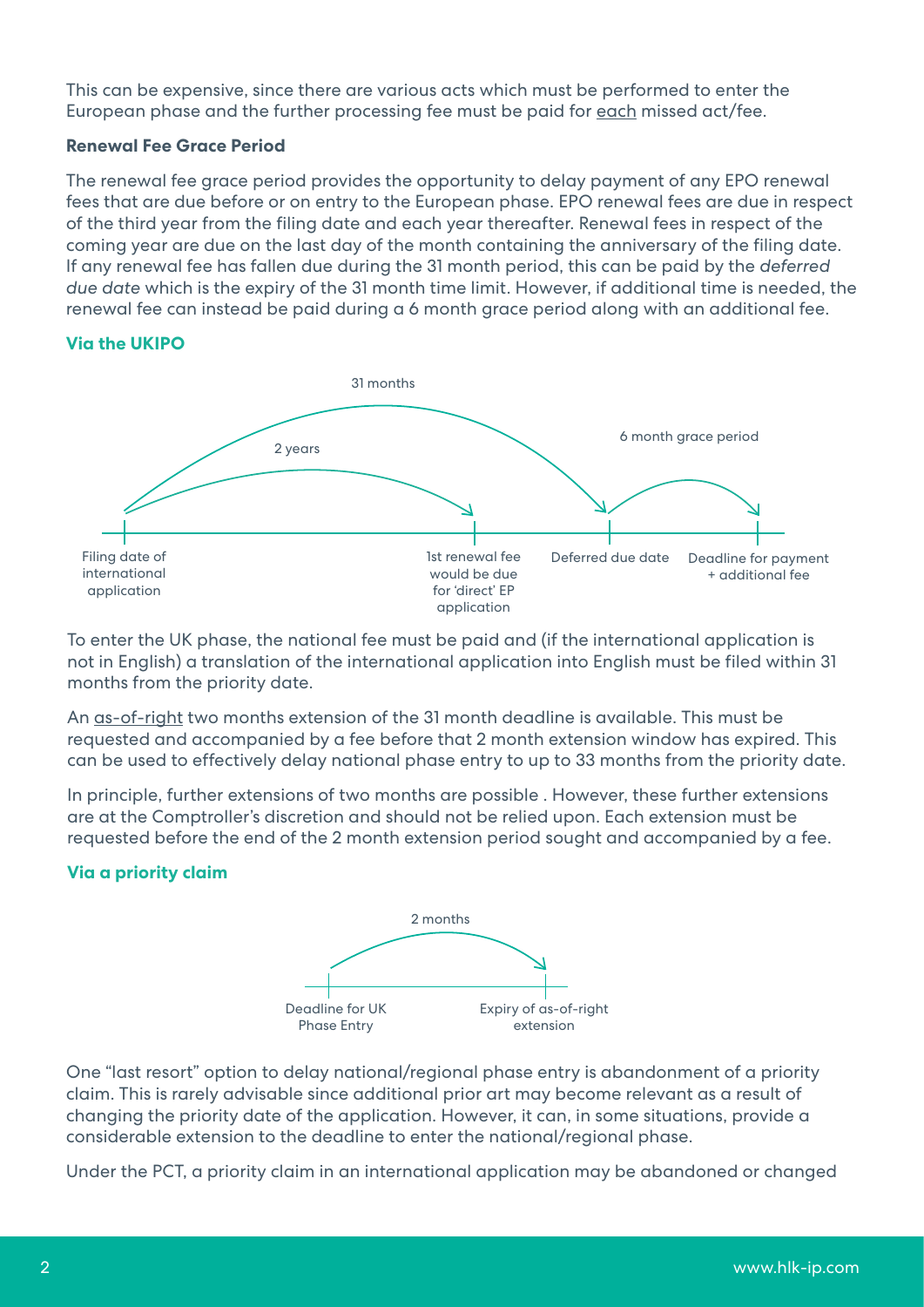This can be expensive, since there are various acts which must be performed to enter the European phase and the further processing fee must be paid for each missed act/fee.

**Renewal Fee Grace Period**

The renewal fee grace period provides the opportunity to delay payment of any EPO renewal fees that are due before or on entry to the European phase. EPO renewal fees are due in respect of the third year from the filing date and each year thereafter. Renewal fees in respect of the coming year are due on the last day of the month containing the anniversary of the filing date. If any renewal fee has fallen due during the 31 month period, this can be paid by the *deferred due date* which is the expiry of the 31 month time limit. However, if additional time is needed, the renewal fee can instead be paid during a 6 month grace period along with an additional fee.

### Via the UKIPO

31 months

2 years

6 month grace period

Filing date of international application

1st renewal fee would be due for 'direct' EP application

Deferred due date

Deadline for payment + additional fee

To enter the UK phase, the national fee must be paid and (if the international application is not in English) a translation of the international application into English must be filed within 31 months from the priority date.

An as-of-right two months extension of the 31 month deadline is available. This must be requested and accompanied by a fee before that 2 month extension window has expired. This can be used to effectively delay national phase entry to up to 33 months from the priority date.

In principle, further extensions of two months are possible . However, these further extensions are at the Comptroller's discretion and should not be relied upon. Each extension must be requested before the end of the 2 month extension period sought and accompanied by a fee.

### Via a priority claim

2 months

Deadline for UK Phase Entry

Expiry of as-of-right extension

One "last resort" option to delay national/regional phase entry is abandonment of a priority claim. This is rarely advisable since additional prior art may become relevant as a result of changing the priority date of the application. However, it can, in some situations, provide a considerable extension to the deadline to enter the national/regional phase.

Under the PCT, a priority claim in an international application may be abandoned or changed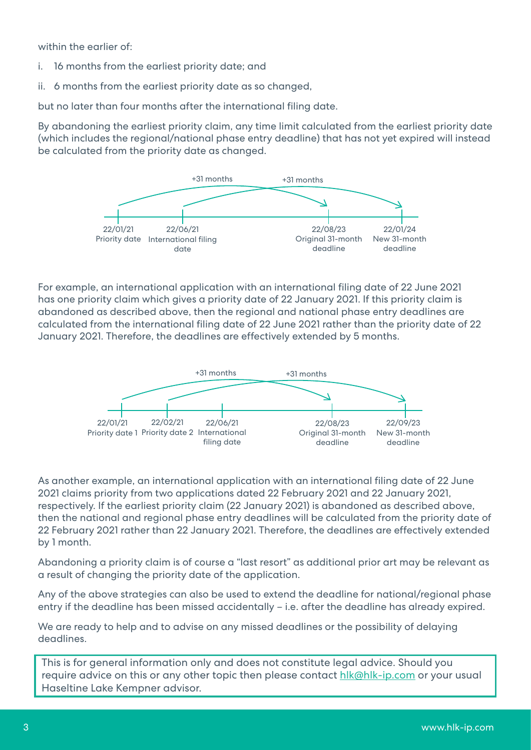within the earlier of:

i. 16 months from the earliest priority date; and

ii. 6 months from the earliest priority date as so changed,

but no later than four months after the international filing date.

By abandoning the earliest priority claim, any time limit calculated from the earliest priority date (which includes the regional/national phase entry deadline) that has not yet expired will instead be calculated from the priority date as changed.

+31 months
+31 months
22/01/21
Priority date
22/06/21
International filing date
22/08/23
Original 31-month deadline
22/01/24
New 31-month deadline

For example, an international application with an international filing date of 22 June 2021 has one priority claim which gives a priority date of 22 January 2021. If this priority claim is abandoned as described above, then the regional and national phase entry deadlines are calculated from the international filing date of 22 June 2021 rather than the priority date of 22 January 2021. Therefore, the deadlines are effectively extended by 5 months.

+31 months
+31 months
22/01/21
Priority date 1
22/02/21
Priority date 2
22/06/21
International filing date
22/08/23
Original 31-month deadline
22/09/23
New 31-month deadline

As another example, an international application with an international filing date of 22 June 2021 claims priority from two applications dated 22 February 2021 and 22 January 2021, respectively. If the earliest priority claim (22 January 2021) is abandoned as described above, then the national and regional phase entry deadlines will be calculated from the priority date of 22 February 2021 rather than 22 January 2021. Therefore, the deadlines are effectively extended by 1 month.

Abandoning a priority claim is of course a "last resort" as additional prior art may be relevant as a result of changing the priority date of the application.

Any of the above strategies can also be used to extend the deadline for national/regional phase entry if the deadline has been missed accidentally – i.e. after the deadline has already expired.

We are ready to help and to advise on any missed deadlines or the possibility of delaying deadlines.

This is for general information only and does not constitute legal advice. Should you require advice on this or any other topic then please contact hlk@hlk-ip.com or your usual Haseltine Lake Kempner advisor.